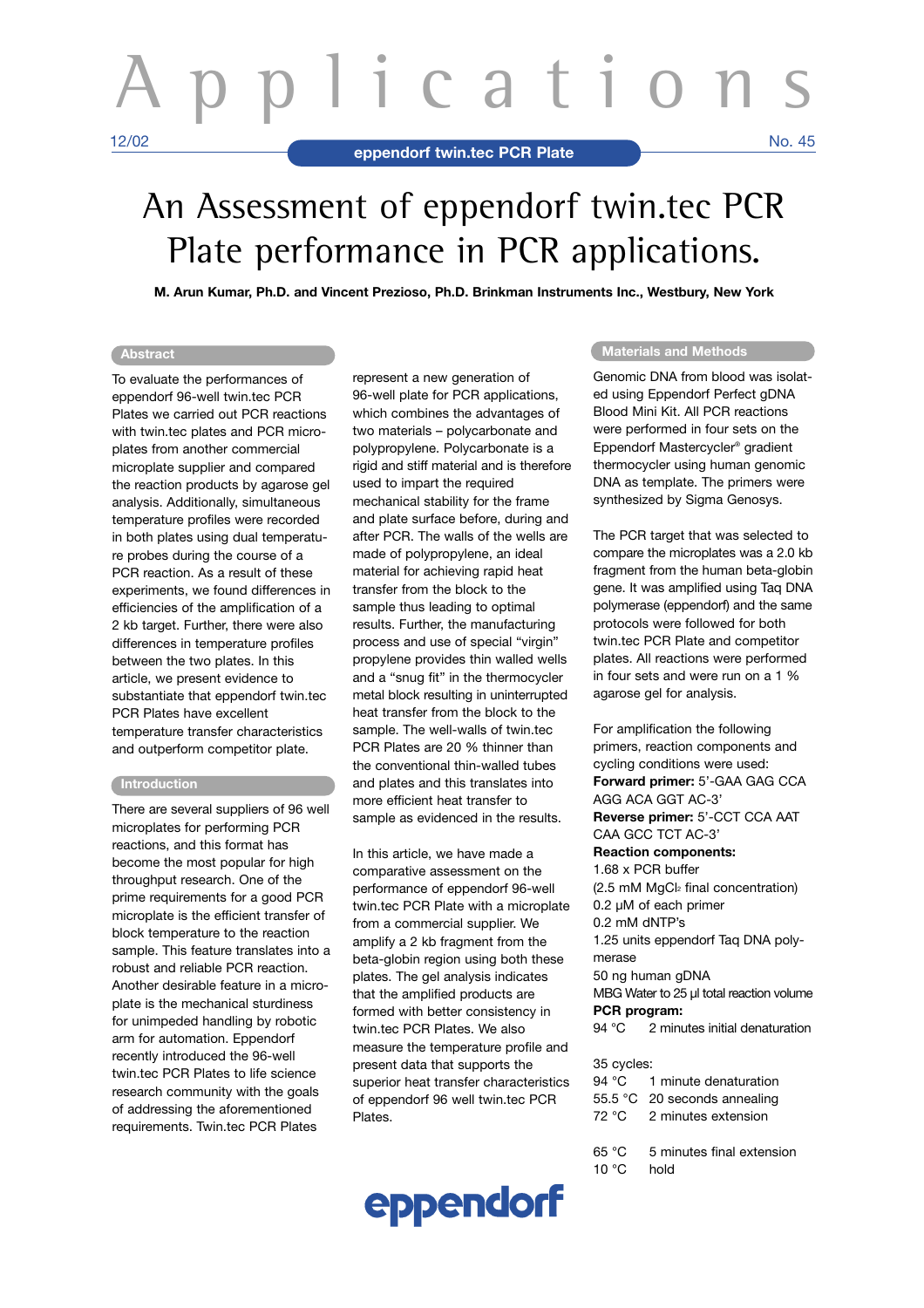# Applications

12/02 — eppendorf twin.tec PCR Plate — No. 45

# An Assessment of eppendorf twin.tec PCR Plate performance in PCR applications.

**M. Arun Kumar, Ph.D. and Vincent Prezioso, Ph.D. Brinkman Instruments Inc., Westbury, New York**

## Abstract

To evaluate the performances of eppendorf 96-well twin.tec PCR Plates we carried out PCR reactions with twin.tec plates and PCR microplates from another commercial microplate supplier and compared the reaction products by agarose gel analysis. Additionally, simultaneous temperature profiles were recorded in both plates using dual temperature probes during the course of a PCR reaction. As a result of these experiments, we found differences in efficiencies of the amplification of a 2 kb target. Further, there were also differences in temperature profiles between the two plates. In this article, we present evidence to substantiate that eppendorf twin.tec PCR Plates have excellent temperature transfer characteristics and outperform competitor plate.

## Introduction

There are several suppliers of 96 well microplates for performing PCR reactions, and this format has become the most popular for high throughput research. One of the prime requirements for a good PCR microplate is the efficient transfer of block temperature to the reaction sample. This feature translates into a robust and reliable PCR reaction. Another desirable feature in a microplate is the mechanical sturdiness for unimpeded handling by robotic arm for automation. Eppendorf recently introduced the 96-well twin.tec PCR Plates to life science research community with the goals of addressing the aforementioned requirements. Twin.tec PCR Plates represent a new generation of 96-well plate for PCR applications, which combines the advantages of two materials – polycarbonate and polypropylene. Polycarbonate is a rigid and stiff material and is therefore used to impart the required mechanical stability for the frame and plate surface before, during and after PCR. The walls of the wells are made of polypropylene, an ideal material for achieving rapid heat transfer from the block to the sample thus leading to optimal results. Further, the manufacturing process and use of special "virgin" propylene provides thin walled wells and a "snug fit" in the thermocycler metal block resulting in uninterrupted heat transfer from the block to the sample. The well-walls of twin.tec PCR Plates are 20 % thinner than the conventional thin-walled tubes and plates and this translates into more efficient heat transfer to sample as evidenced in the results.

In this article, we have made a comparative assessment on the performance of eppendorf 96-well twin.tec PCR Plate with a microplate from a commercial supplier. We amplify a 2 kb fragment from the beta-globin region using both these plates. The gel analysis indicates that the amplified products are formed with better consistency in twin.tec PCR Plates. We also measure the temperature profile and present data that supports the superior heat transfer characteristics of eppendorf 96 well twin.tec PCR Plates.

## Materials and Methods

Genomic DNA from blood was isolated using Eppendorf Perfect gDNA Blood Mini Kit. All PCR reactions were performed in four sets on the Eppendorf Mastercycler® gradient thermocycler using human genomic DNA as template. The primers were synthesized by Sigma Genosys.

The PCR target that was selected to compare the microplates was a 2.0 kb fragment from the human beta-globin gene. It was amplified using Taq DNA polymerase (eppendorf) and the same protocols were followed for both twin.tec PCR Plate and competitor plates. All reactions were performed in four sets and were run on a 1 % agarose gel for analysis.

For amplification the following primers, reaction components and cycling conditions were used:

**Forward primer:** 5'-GAA GAG CCA AGG ACA GGT AC-3'

**Reverse primer:** 5'-CCT CCA AAT CAA GCC TCT AC-3'

**Reaction components:**

1.68 x PCR buffer
(2.5 mM $MgCl_2$ final concentration)
0.2 µM of each primer
0.2 mM dNTP's
1.25 units eppendorf Taq DNA polymerase
50 ng human gDNA
MBG Water to 25 µl total reaction volume

**PCR program:**

94 °C 2 minutes initial denaturation

35 cycles:
94 °C 1 minute denaturation
55.5 °C 20 seconds annealing
72 °C 2 minutes extension

65 °C 5 minutes final extension
10 °C hold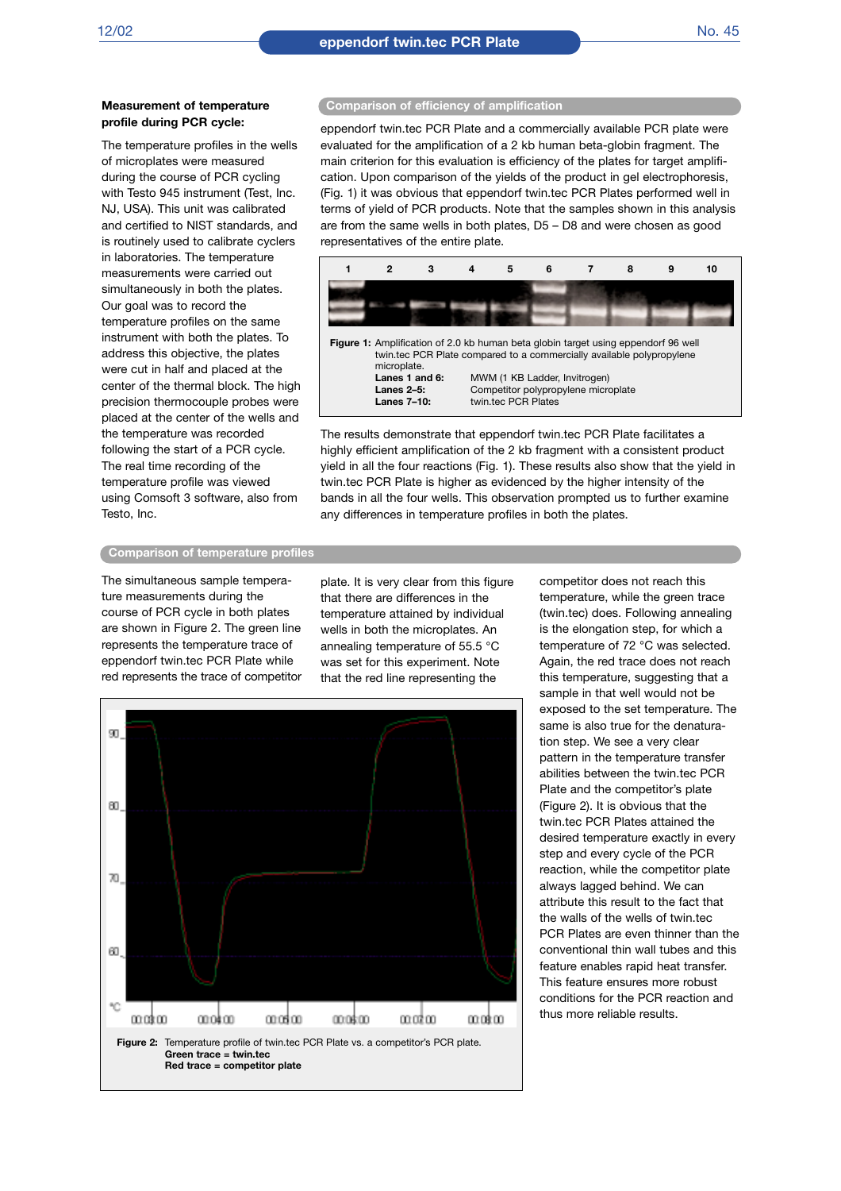### Measurement of temperature profile during PCR cycle:

The temperature profiles in the wells of microplates were measured during the course of PCR cycling with Testo 945 instrument (Test, Inc. NJ, USA). This unit was calibrated and certified to NIST standards, and is routinely used to calibrate cyclers in laboratories. The temperature measurements were carried out simultaneously in both the plates. Our goal was to record the temperature profiles on the same instrument with both the plates. To address this objective, the plates were cut in half and placed at the center of the thermal block. The high precision thermocouple probes were placed at the center of the wells and the temperature was recorded following the start of a PCR cycle. The real time recording of the temperature profile was viewed using Comsoft 3 software, also from Testo, Inc.

## Comparison of efficiency of amplification

eppendorf twin.tec PCR Plate and a commercially available PCR plate were evaluated for the amplification of a 2 kb human beta-globin fragment. The main criterion for this evaluation is efficiency of the plates for target amplification. Upon comparison of the yields of the product in gel electrophoresis, (Fig. 1) it was obvious that eppendorf twin.tec PCR Plates performed well in terms of yield of PCR products. Note that the samples shown in this analysis are from the same wells in both plates, D5 – D8 and were chosen as good representatives of the entire plate.

**Figure 1:** Amplification of 2.0 kb human beta globin target using eppendorf 96 well twin.tec PCR Plate compared to a commercially available polypropylene microplate.

**Lanes 1 and 6:** MWM (1 KB Ladder, Invitrogen)
**Lanes 2–5:** Competitor polypropylene microplate
**Lanes 7–10:** twin.tec PCR Plates

The results demonstrate that eppendorf twin.tec PCR Plate facilitates a highly efficient amplification of the 2 kb fragment with a consistent product yield in all the four reactions (Fig. 1). These results also show that the yield in twin.tec PCR Plate is higher as evidenced by the higher intensity of the bands in all the four wells. This observation prompted us to further examine any differences in temperature profiles in both the plates.

## Comparison of temperature profiles

The simultaneous sample temperature measurements during the course of PCR cycle in both plates are shown in Figure 2. The green line represents the temperature trace of eppendorf twin.tec PCR Plate while red represents the trace of competitor plate. It is very clear from this figure that there are differences in the temperature attained by individual wells in both the microplates. An annealing temperature of 55.5 °C was set for this experiment. Note that the red line representing the competitor does not reach this temperature, while the green trace (twin.tec) does. Following annealing is the elongation step, for which a temperature of 72 °C was selected. Again, the red trace does not reach this temperature, suggesting that a sample in that well would not be exposed to the set temperature. The same is also true for the denaturation step. We see a very clear pattern in the temperature transfer abilities between the twin.tec PCR Plate and the competitor's plate (Figure 2). It is obvious that the twin.tec PCR Plates attained the desired temperature exactly in every step and every cycle of the PCR reaction, while the competitor plate always lagged behind. We can attribute this result to the fact that the walls of the wells of twin.tec PCR Plates are even thinner than the conventional thin wall tubes and this feature enables rapid heat transfer. This feature ensures more robust conditions for the PCR reaction and thus more reliable results.

**Figure 2:** Temperature profile of twin.tec PCR Plate vs. a competitor's PCR plate.
**Green trace = twin.tec**
**Red trace = competitor plate**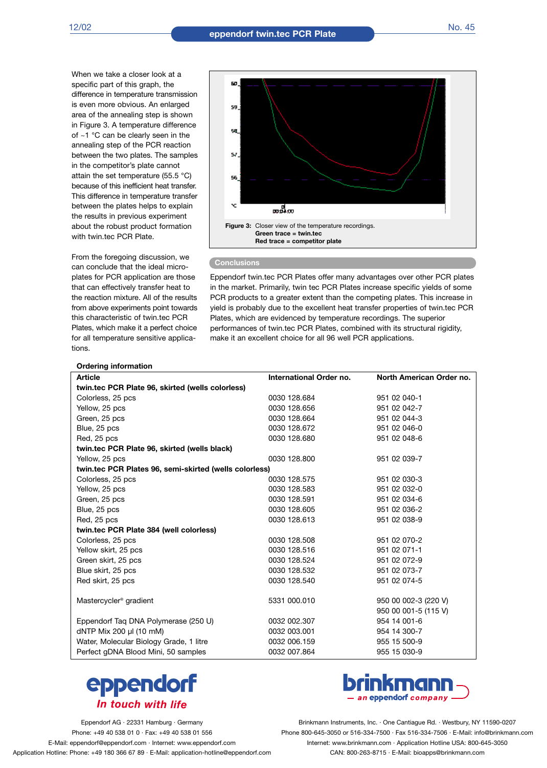When we take a closer look at a specific part of this graph, the difference in temperature transmission is even more obvious. An enlarged area of the annealing step is shown in Figure 3. A temperature difference of ~1 °C can be clearly seen in the annealing step of the PCR reaction between the two plates. The samples in the competitor's plate cannot attain the set temperature (55.5 °C) because of this inefficient heat transfer. This difference in temperature transfer between the plates helps to explain the results in previous experiment about the robust product formation with twin.tec PCR Plate.

From the foregoing discussion, we can conclude that the ideal microplates for PCR application are those that can effectively transfer heat to the reaction mixture. All of the results from above experiments point towards this characteristic of twin.tec PCR Plates, which make it a perfect choice for all temperature sensitive applications.

60
59
58
57
56
°C
00:04:00

**Figure 3:** Closer view of the temperature recordings.
**Green trace = twin.tec**
**Red trace = competitor plate**

## Conclusions

Eppendorf twin.tec PCR Plates offer many advantages over other PCR plates in the market. Primarily, twin tec PCR Plates increase specific yields of some PCR products to a greater extent than the competing plates. This increase in yield is probably due to the excellent heat transfer properties of twin.tec PCR Plates, which are evidenced by temperature recordings. The superior performances of twin.tec PCR Plates, combined with its structural rigidity, make it an excellent choice for all 96 well PCR applications.

### Ordering information

| Article | International Order no. | North American Order no. |
|---|---|---|
| **twin.tec PCR Plate 96, skirted (wells colorless)** | | |
| Colorless, 25 pcs | 0030 128.684 | 951 02 040-1 |
| Yellow, 25 pcs | 0030 128.656 | 951 02 042-7 |
| Green, 25 pcs | 0030 128.664 | 951 02 044-3 |
| Blue, 25 pcs | 0030 128.672 | 951 02 046-0 |
| Red, 25 pcs | 0030 128.680 | 951 02 048-6 |
| **twin.tec PCR Plate 96, skirted (wells black)** | | |
| Yellow, 25 pcs | 0030 128.800 | 951 02 039-7 |
| **twin.tec PCR Plates 96, semi-skirted (wells colorless)** | | |
| Colorless, 25 pcs | 0030 128.575 | 951 02 030-3 |
| Yellow, 25 pcs | 0030 128.583 | 951 02 032-0 |
| Green, 25 pcs | 0030 128.591 | 951 02 034-6 |
| Blue, 25 pcs | 0030 128.605 | 951 02 036-2 |
| Red, 25 pcs | 0030 128.613 | 951 02 038-9 |
| **twin.tec PCR Plate 384 (well colorless)** | | |
| Colorless, 25 pcs | 0030 128.508 | 951 02 070-2 |
| Yellow skirt, 25 pcs | 0030 128.516 | 951 02 071-1 |
| Green skirt, 25 pcs | 0030 128.524 | 951 02 072-9 |
| Blue skirt, 25 pcs | 0030 128.532 | 951 02 073-7 |
| Red skirt, 25 pcs | 0030 128.540 | 951 02 074-5 |
| Mastercycler® gradient | 5331 000.010 | 950 00 002-3 (220 V) |
| | | 950 00 001-5 (115 V) |
| Eppendorf Taq DNA Polymerase (250 U) | 0032 002.307 | 954 14 001-6 |
| dNTP Mix 200 µl (10 mM) | 0032 003.001 | 954 14 300-7 |
| Water, Molecular Biology Grade, 1 litre | 0032 006.159 | 955 15 500-9 |
| Perfect gDNA Blood Mini, 50 samples | 0032 007.864 | 955 15 030-9 |

**eppendorf**
*In touch with life*

Eppendorf AG · 22331 Hamburg · Germany
Phone: +49 40 538 01 0 · Fax: +49 40 538 01 556
E-Mail: eppendorf@eppendorf.com · Internet: www.eppendorf.com
Application Hotline: Phone: +49 180 366 67 89 · E-Mail: application-hotline@eppendorf.com

**brinkmann**
*— an eppendorf company*

Brinkmann Instruments, Inc. · One Cantiague Rd. · Westbury, NY 11590-0207
Phone 800-645-3050 or 516-334-7500 · Fax 516-334-7506 · E-Mail: info@brinkmann.com
Internet: www.brinkmann.com · Application Hotline USA: 800-645-3050
CAN: 800-263-8715 · E-Mail: bioapps@brinkmann.com